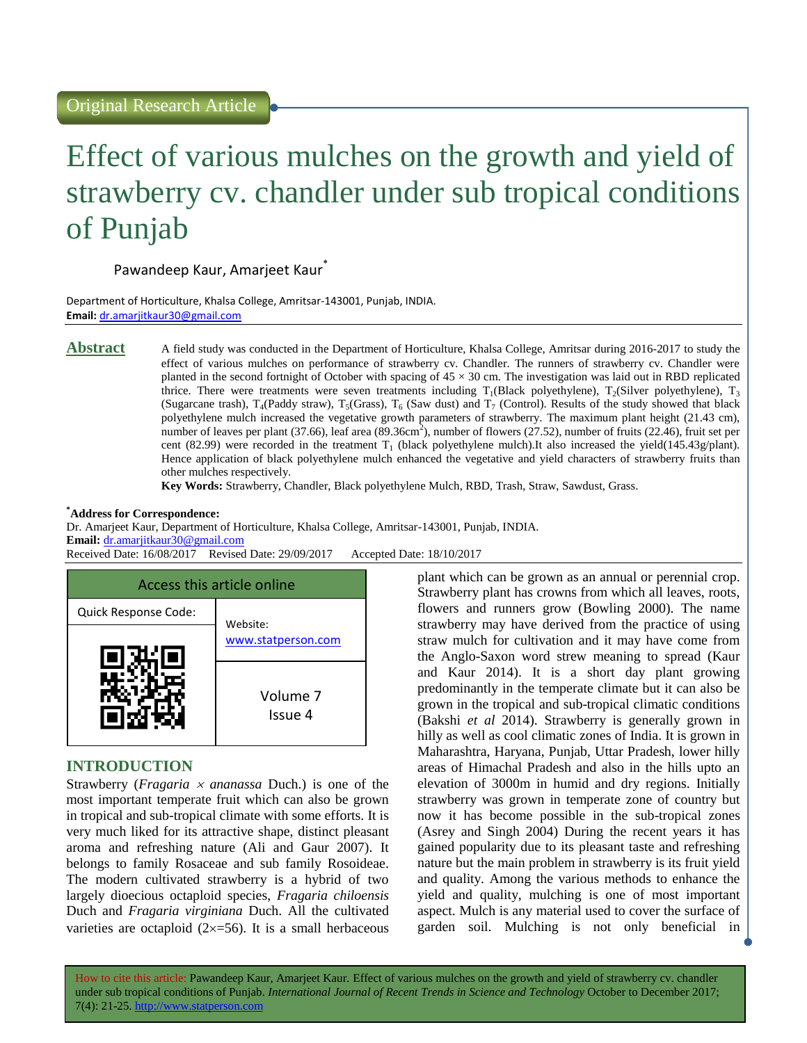Original Research Article

# Effect of various mulches on the growth and yield of strawberry cv. chandler under sub tropical conditions of Punjab

Pawandeep Kaur, Amarjeet Kaur*

Department of Horticulture, Khalsa College, Amritsar-143001, Punjab, INDIA.
**Email:** dr.amarjitkaur30@gmail.com

## Abstract

A field study was conducted in the Department of Horticulture, Khalsa College, Amritsar during 2016-2017 to study the effect of various mulches on performance of strawberry cv. Chandler. The runners of strawberry cv. Chandler were planted in the second fortnight of October with spacing of 45 × 30 cm. The investigation was laid out in RBD replicated thrice. There were treatments were seven treatments including $T_1$(Black polyethylene), $T_2$(Silver polyethylene), $T_3$ (Sugarcane trash), $T_4$(Paddy straw), $T_5$(Grass), $T_6$ (Saw dust) and $T_7$ (Control). Results of the study showed that black polyethylene mulch increased the vegetative growth parameters of strawberry. The maximum plant height (21.43 cm), number of leaves per plant (37.66), leaf area (89.36cm$^2$), number of flowers (27.52), number of fruits (22.46), fruit set per cent (82.99) were recorded in the treatment $T_1$ (black polyethylene mulch).It also increased the yield(145.43g/plant). Hence application of black polyethylene mulch enhanced the vegetative and yield characters of strawberry fruits than other mulches respectively.

**Key Words:** Strawberry, Chandler, Black polyethylene Mulch, RBD, Trash, Straw, Sawdust, Grass.

**\*Address for Correspondence:**
Dr. Amarjeet Kaur, Department of Horticulture, Khalsa College, Amritsar-143001, Punjab, INDIA.
**Email:** dr.amarjitkaur30@gmail.com
Received Date: 16/08/2017 Revised Date: 29/09/2017 Accepted Date: 18/10/2017

| Access this article online | |
|---|---|
| Quick Response Code: | Website: www.statperson.com |
| | Volume 7 Issue 4 |

## INTRODUCTION

Strawberry (*Fragaria × ananassa* Duch.) is one of the most important temperate fruit which can also be grown in tropical and sub-tropical climate with some efforts. It is very much liked for its attractive shape, distinct pleasant aroma and refreshing nature (Ali and Gaur 2007). It belongs to family Rosaceae and sub family Rosoideae. The modern cultivated strawberry is a hybrid of two largely dioecious octaploid species, *Fragaria chiloensis* Duch and *Fragaria virginiana* Duch. All the cultivated varieties are octaploid (2×=56). It is a small herbaceous plant which can be grown as an annual or perennial crop. Strawberry plant has crowns from which all leaves, roots, flowers and runners grow (Bowling 2000). The name strawberry may have derived from the practice of using straw mulch for cultivation and it may have come from the Anglo-Saxon word strew meaning to spread (Kaur and Kaur 2014). It is a short day plant growing predominantly in the temperate climate but it can also be grown in the tropical and sub-tropical climatic conditions (Bakshi *et al* 2014). Strawberry is generally grown in hilly as well as cool climatic zones of India. It is grown in Maharashtra, Haryana, Punjab, Uttar Pradesh, lower hilly areas of Himachal Pradesh and also in the hills upto an elevation of 3000m in humid and dry regions. Initially strawberry was grown in temperate zone of country but now it has become possible in the sub-tropical zones (Asrey and Singh 2004) During the recent years it has gained popularity due to its pleasant taste and refreshing nature but the main problem in strawberry is its fruit yield and quality. Among the various methods to enhance the yield and quality, mulching is one of most important aspect. Mulch is any material used to cover the surface of garden soil. Mulching is not only beneficial in

How to cite this article: Pawandeep Kaur, Amarjeet Kaur. Effect of various mulches on the growth and yield of strawberry cv. chandler under sub tropical conditions of Punjab. *International Journal of Recent Trends in Science and Technology* October to December 2017; 7(4): 21-25. http://www.statperson.com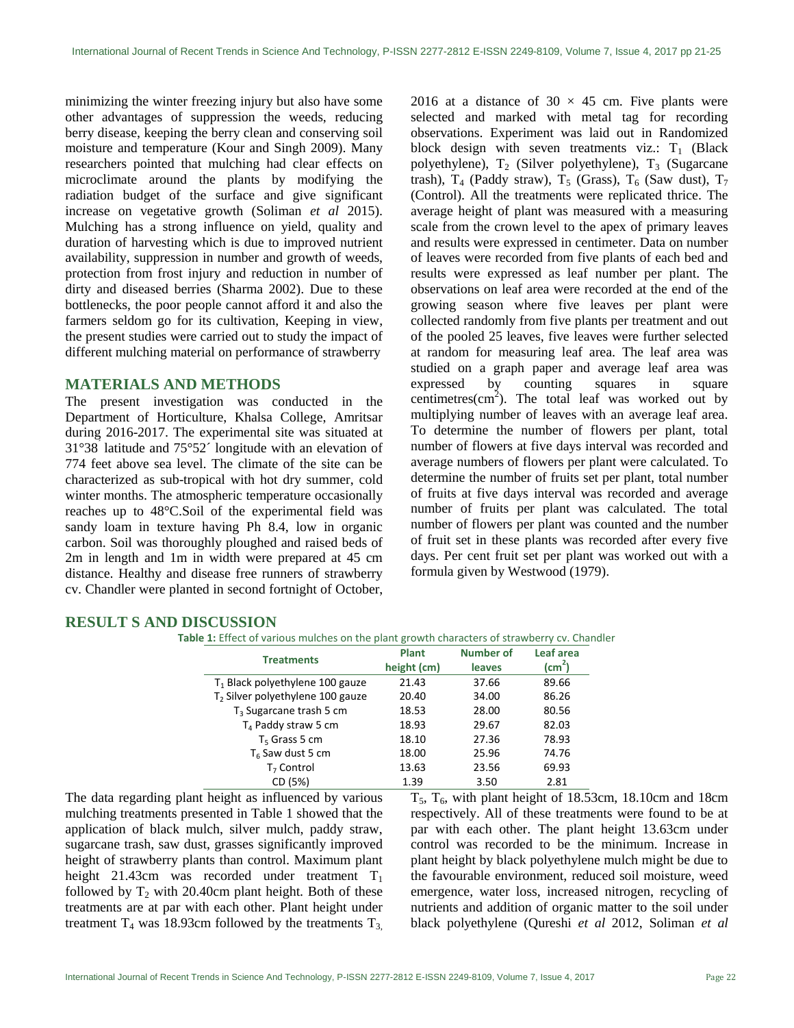minimizing the winter freezing injury but also have some other advantages of suppression the weeds, reducing berry disease, keeping the berry clean and conserving soil moisture and temperature (Kour and Singh 2009). Many researchers pointed that mulching had clear effects on microclimate around the plants by modifying the radiation budget of the surface and give significant increase on vegetative growth (Soliman *et al* 2015). Mulching has a strong influence on yield, quality and duration of harvesting which is due to improved nutrient availability, suppression in number and growth of weeds, protection from frost injury and reduction in number of dirty and diseased berries (Sharma 2002). Due to these bottlenecks, the poor people cannot afford it and also the farmers seldom go for its cultivation, Keeping in view, the present studies were carried out to study the impact of different mulching material on performance of strawberry

## MATERIALS AND METHODS

The present investigation was conducted in the Department of Horticulture, Khalsa College, Amritsar during 2016-2017. The experimental site was situated at 31°38´ latitude and 75°52´ longitude with an elevation of 774 feet above sea level. The climate of the site can be characterized as sub-tropical with hot dry summer, cold winter months. The atmospheric temperature occasionally reaches up to 48°C.Soil of the experimental field was sandy loam in texture having Ph 8.4, low in organic carbon. Soil was thoroughly ploughed and raised beds of 2m in length and 1m in width were prepared at 45 cm distance. Healthy and disease free runners of strawberry cv. Chandler were planted in second fortnight of October, 2016 at a distance of $30 \times 45$ cm. Five plants were selected and marked with metal tag for recording observations. Experiment was laid out in Randomized block design with seven treatments viz.: $T_1$ (Black polyethylene), $T_2$ (Silver polyethylene), $T_3$ (Sugarcane trash), $T_4$ (Paddy straw), $T_5$ (Grass), $T_6$ (Saw dust), $T_7$ (Control). All the treatments were replicated thrice. The average height of plant was measured with a measuring scale from the crown level to the apex of primary leaves and results were expressed in centimeter. Data on number of leaves were recorded from five plants of each bed and results were expressed as leaf number per plant. The observations on leaf area were recorded at the end of the growing season where five leaves per plant were collected randomly from five plants per treatment and out of the pooled 25 leaves, five leaves were further selected at random for measuring leaf area. The leaf area was studied on a graph paper and average leaf area was expressed by counting squares in square centimetres($cm^2$). The total leaf was worked out by multiplying number of leaves with an average leaf area. To determine the number of flowers per plant, total number of flowers at five days interval was recorded and average numbers of flowers per plant were calculated. To determine the number of fruits set per plant, total number of fruits at five days interval was recorded and average number of fruits per plant was calculated. The total number of flowers per plant was counted and the number of fruit set in these plants was recorded after every five days. Per cent fruit set per plant was worked out with a formula given by Westwood (1979).

## RESULT S AND DISCUSSION

**Table 1:** Effect of various mulches on the plant growth characters of strawberry cv. Chandler

| Treatments | Plant height (cm) | Number of leaves | Leaf area ($cm^2$) |
|---|---|---|---|
| $T_1$ Black polyethylene 100 gauze | 21.43 | 37.66 | 89.66 |
| $T_2$ Silver polyethylene 100 gauze | 20.40 | 34.00 | 86.26 |
| $T_3$ Sugarcane trash 5 cm | 18.53 | 28.00 | 80.56 |
| $T_4$ Paddy straw 5 cm | 18.93 | 29.67 | 82.03 |
| $T_5$ Grass 5 cm | 18.10 | 27.36 | 78.93 |
| $T_6$ Saw dust 5 cm | 18.00 | 25.96 | 74.76 |
| $T_7$ Control | 13.63 | 23.56 | 69.93 |
| CD (5%) | 1.39 | 3.50 | 2.81 |

The data regarding plant height as influenced by various mulching treatments presented in Table 1 showed that the application of black mulch, silver mulch, paddy straw, sugarcane trash, saw dust, grasses significantly improved height of strawberry plants than control. Maximum plant height 21.43cm was recorded under treatment $T_1$ followed by $T_2$ with 20.40cm plant height. Both of these treatments are at par with each other. Plant height under treatment $T_4$ was 18.93cm followed by the treatments $T_3$, $T_5$, $T_6$, with plant height of 18.53cm, 18.10cm and 18cm respectively. All of these treatments were found to be at par with each other. The plant height 13.63cm under control was recorded to be the minimum. Increase in plant height by black polyethylene mulch might be due to the favourable environment, reduced soil moisture, weed emergence, water loss, increased nitrogen, recycling of nutrients and addition of organic matter to the soil under black polyethylene (Qureshi *et al* 2012, Soliman *et al*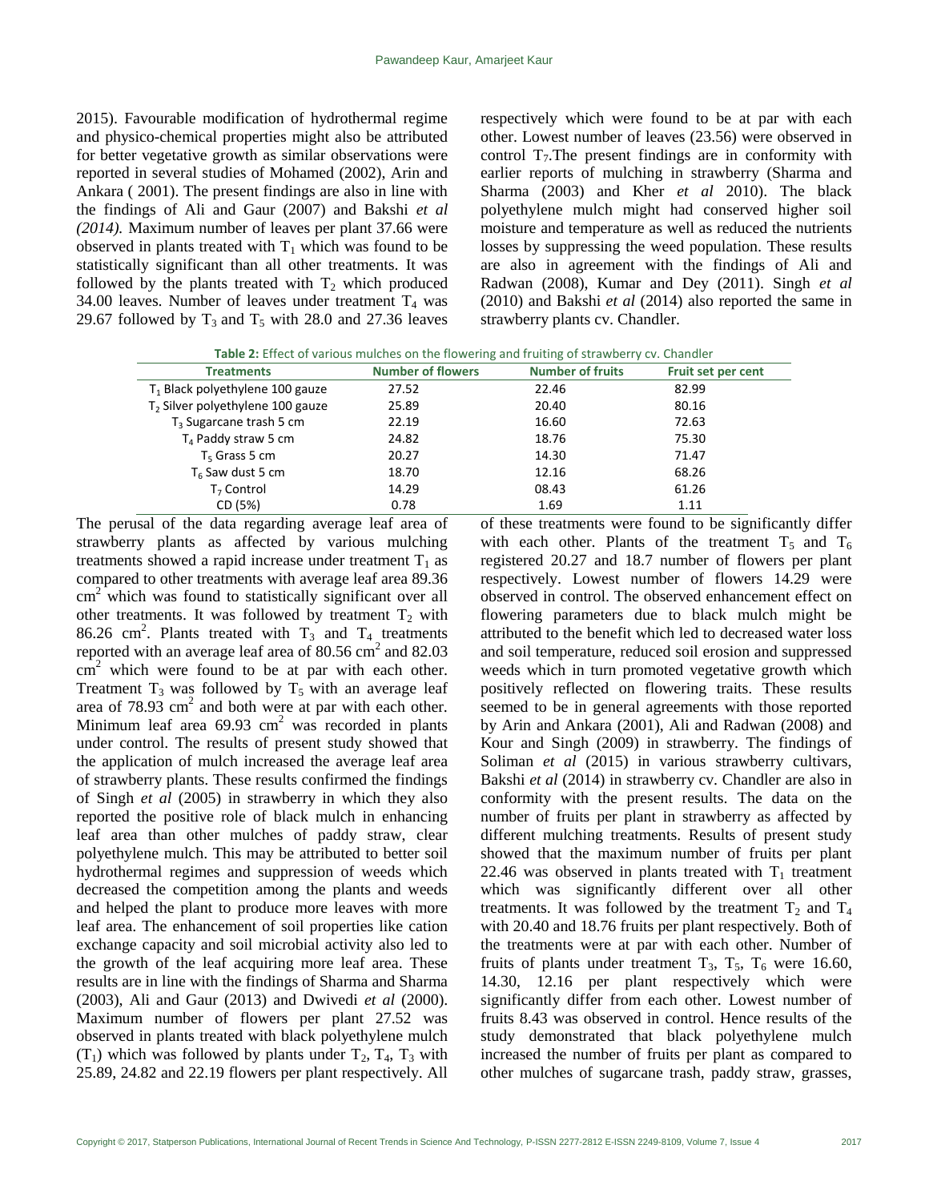2015). Favourable modification of hydrothermal regime and physico-chemical properties might also be attributed for better vegetative growth as similar observations were reported in several studies of Mohamed (2002), Arin and Ankara ( 2001). The present findings are also in line with the findings of Ali and Gaur (2007) and Bakshi *et al (2014).* Maximum number of leaves per plant 37.66 were observed in plants treated with $T_1$ which was found to be statistically significant than all other treatments. It was followed by the plants treated with $T_2$ which produced 34.00 leaves. Number of leaves under treatment $T_4$ was 29.67 followed by $T_3$ and $T_5$ with 28.0 and 27.36 leaves respectively which were found to be at par with each other. Lowest number of leaves (23.56) were observed in control $T_7$.The present findings are in conformity with earlier reports of mulching in strawberry (Sharma and Sharma (2003) and Kher *et al* 2010). The black polyethylene mulch might had conserved higher soil moisture and temperature as well as reduced the nutrients losses by suppressing the weed population. These results are also in agreement with the findings of Ali and Radwan (2008), Kumar and Dey (2011). Singh *et al* (2010) and Bakshi *et al* (2014) also reported the same in strawberry plants cv. Chandler.

**Table 2:** Effect of various mulches on the flowering and fruiting of strawberry cv. Chandler

| Treatments | Number of flowers | Number of fruits | Fruit set per cent |
|---|---|---|---|
| $T_1$ Black polyethylene 100 gauze | 27.52 | 22.46 | 82.99 |
| $T_2$ Silver polyethylene 100 gauze | 25.89 | 20.40 | 80.16 |
| $T_3$ Sugarcane trash 5 cm | 22.19 | 16.60 | 72.63 |
| $T_4$ Paddy straw 5 cm | 24.82 | 18.76 | 75.30 |
| $T_5$ Grass 5 cm | 20.27 | 14.30 | 71.47 |
| $T_6$ Saw dust 5 cm | 18.70 | 12.16 | 68.26 |
| $T_7$ Control | 14.29 | 08.43 | 61.26 |
| CD (5%) | 0.78 | 1.69 | 1.11 |

The perusal of the data regarding average leaf area of strawberry plants as affected by various mulching treatments showed a rapid increase under treatment $T_1$ as compared to other treatments with average leaf area 89.36 $cm^2$ which was found to statistically significant over all other treatments. It was followed by treatment $T_2$ with 86.26 $cm^2$. Plants treated with $T_3$ and $T_4$ treatments reported with an average leaf area of 80.56 $cm^2$ and 82.03 $cm^2$ which were found to be at par with each other. Treatment $T_3$ was followed by $T_5$ with an average leaf area of 78.93 $cm^2$ and both were at par with each other. Minimum leaf area 69.93 $cm^2$ was recorded in plants under control. The results of present study showed that the application of mulch increased the average leaf area of strawberry plants. These results confirmed the findings of Singh *et al* (2005) in strawberry in which they also reported the positive role of black mulch in enhancing leaf area than other mulches of paddy straw, clear polyethylene mulch. This may be attributed to better soil hydrothermal regimes and suppression of weeds which decreased the competition among the plants and weeds and helped the plant to produce more leaves with more leaf area. The enhancement of soil properties like cation exchange capacity and soil microbial activity also led to the growth of the leaf acquiring more leaf area. These results are in line with the findings of Sharma and Sharma (2003), Ali and Gaur (2013) and Dwivedi *et al* (2000). Maximum number of flowers per plant 27.52 was observed in plants treated with black polyethylene mulch ($T_1$) which was followed by plants under $T_2$, $T_4$, $T_3$ with 25.89, 24.82 and 22.19 flowers per plant respectively. All of these treatments were found to be significantly differ with each other. Plants of the treatment $T_5$ and $T_6$ registered 20.27 and 18.7 number of flowers per plant respectively. Lowest number of flowers 14.29 were observed in control. The observed enhancement effect on flowering parameters due to black mulch might be attributed to the benefit which led to decreased water loss and soil temperature, reduced soil erosion and suppressed weeds which in turn promoted vegetative growth which positively reflected on flowering traits. These results seemed to be in general agreements with those reported by Arin and Ankara (2001), Ali and Radwan (2008) and Kour and Singh (2009) in strawberry. The findings of Soliman *et al* (2015) in various strawberry cultivars, Bakshi *et al* (2014) in strawberry cv. Chandler are also in conformity with the present results. The data on the number of fruits per plant in strawberry as affected by different mulching treatments. Results of present study showed that the maximum number of fruits per plant 22.46 was observed in plants treated with $T_1$ treatment which was significantly different over all other treatments. It was followed by the treatment $T_2$ and $T_4$ with 20.40 and 18.76 fruits per plant respectively. Both of the treatments were at par with each other. Number of fruits of plants under treatment $T_3$, $T_5$, $T_6$ were 16.60, 14.30, 12.16 per plant respectively which were significantly differ from each other. Lowest number of fruits 8.43 was observed in control. Hence results of the study demonstrated that black polyethylene mulch increased the number of fruits per plant as compared to other mulches of sugarcane trash, paddy straw, grasses,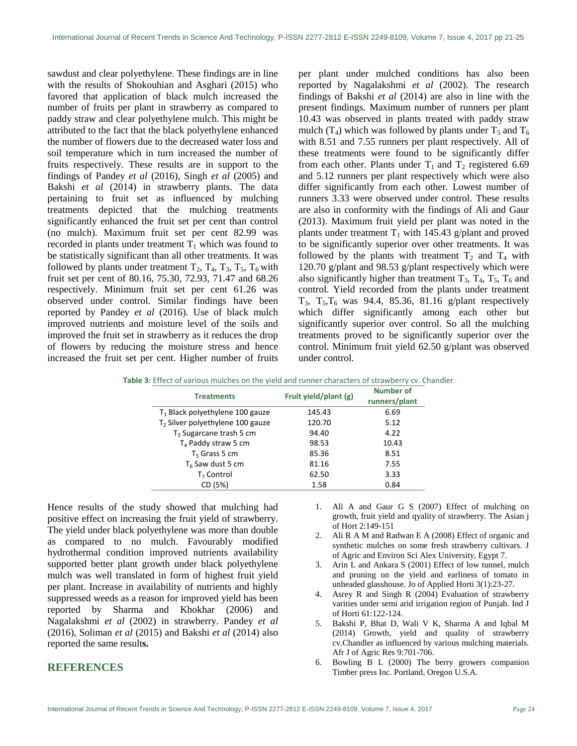sawdust and clear polyethylene. These findings are in line with the results of Shokouhian and Asghari (2015) who favored that application of black mulch increased the number of fruits per plant in strawberry as compared to paddy straw and clear polyethylene mulch. This might be attributed to the fact that the black polyethylene enhanced the number of flowers due to the decreased water loss and soil temperature which in turn increased the number of fruits respectively. These results are in support to the findings of Pandey *et al* (2016), Singh *et al* (2005) and Bakshi *et al* (2014) in strawberry plants. The data pertaining to fruit set as influenced by mulching treatments depicted that the mulching treatments significantly enhanced the fruit set per cent than control (no mulch). Maximum fruit set per cent 82.99 was recorded in plants under treatment $T_1$ which was found to be statistically significant than all other treatments. It was followed by plants under treatment $T_2$, $T_4$, $T_3$, $T_5$, $T_6$ with fruit set per cent of 80.16, 75.30, 72.93, 71.47 and 68.26 respectively. Minimum fruit set per cent 61.26 was observed under control. Similar findings have been reported by Pandey *et al* (2016). Use of black mulch improved nutrients and moisture level of the soils and improved the fruit set in strawberry as it reduces the drop of flowers by reducing the moisture stress and hence increased the fruit set per cent. Higher number of fruits per plant under mulched conditions has also been reported by Nagalakshmi *et al* (2002). The research findings of Bakshi *et al* (2014) are also in line with the present findings. Maximum number of runners per plant 10.43 was observed in plants treated with paddy straw mulch ($T_4$) which was followed by plants under $T_5$ and $T_6$ with 8.51 and 7.55 runners per plant respectively. All of these treatments were found to be significantly differ from each other. Plants under $T_1$ and $T_2$ registered 6.69 and 5.12 runners per plant respectively which were also differ significantly from each other. Lowest number of runners 3.33 were observed under control. These results are also in conformity with the findings of Ali and Gaur (2013). Maximum fruit yield per plant was noted in the plants under treatment $T_1$ with 145.43 g/plant and proved to be significantly superior over other treatments. It was followed by the plants with treatment $T_2$ and $T_4$ with 120.70 g/plant and 98.53 g/plant respectively which were also significantly higher than treatment $T_3$, $T_4$, $T_5$, $T_6$ and control. Yield recorded from the plants under treatment $T_3$, $T_5$,$T_6$ was 94.4, 85.36, 81.16 g/plant respectively which differ significantly among each other but significantly superior over control. So all the mulching treatments proved to be significantly superior over the control. Minimum fruit yield 62.50 g/plant was observed under control.

**Table 3:** Effect of various mulches on the yield and runner characters of strawberry cv. Chandler

| Treatments | Fruit yield/plant (g) | Number of runners/plant |
|---|---|---|
| $T_1$ Black polyethylene 100 gauze | 145.43 | 6.69 |
| $T_2$ Silver polyethylene 100 gauze | 120.70 | 5.12 |
| $T_3$ Sugarcane trash 5 cm | 94.40 | 4.22 |
| $T_4$ Paddy straw 5 cm | 98.53 | 10.43 |
| $T_5$ Grass 5 cm | 85.36 | 8.51 |
| $T_6$ Saw dust 5 cm | 81.16 | 7.55 |
| $T_7$ Control | 62.50 | 3.33 |
| CD (5%) | 1.58 | 0.84 |

Hence results of the study showed that mulching had positive effect on increasing the fruit yield of strawberry. The yield under black polyethylene was more than double as compared to no mulch. Favourably modified hydrothermal condition improved nutrients availability supported better plant growth under black polyethylene mulch was well translated in form of highest fruit yield per plant. Increase in availability of nutrients and highly suppressed weeds as a reason for improved yield has been reported by Sharma and Khokhar (2006) and Nagalakshmi *et al* (2002) in strawberry. Pandey *et al* (2016), Soliman *et al* (2015) and Bakshi *et al* (2014) also reported the same result**s.**

## REFERENCES

1. Ali A and Gaur G S (2007) Effect of mulching on growth, fruit yield and qyality of strawberry. The Asian j of Hort 2:149-151
2. Ali R A M and Radwan E A (2008) Effect of organic and synthetic mulches on some fresh strawberry cultivars. J of Agric and Environ Sci Alex University, Egypt 7.
3. Arin L and Ankara S (2001) Effect of low tunnel, mulch and pruning on the yield and earliness of tomato in unheaded glasshouse. Jo of Applied Horti 3(1):23-27.
4. Asrey R and Singh R (2004) Evaluation of strawberry varities under semi arid irrigation region of Punjab. Ind J of Horti 61:122-124.
5. Bakshi P, Bhat D, Wali V K, Sharma A and Iqbal M (2014) Growth, yield and quality of strawberry cv.Chandler as influenced by various mulching materials. Afr J of Agric Res 9:701-706.
6. Bowling B L (2000) The berry growers companion Timber press Inc. Portland, Oregon U.S.A.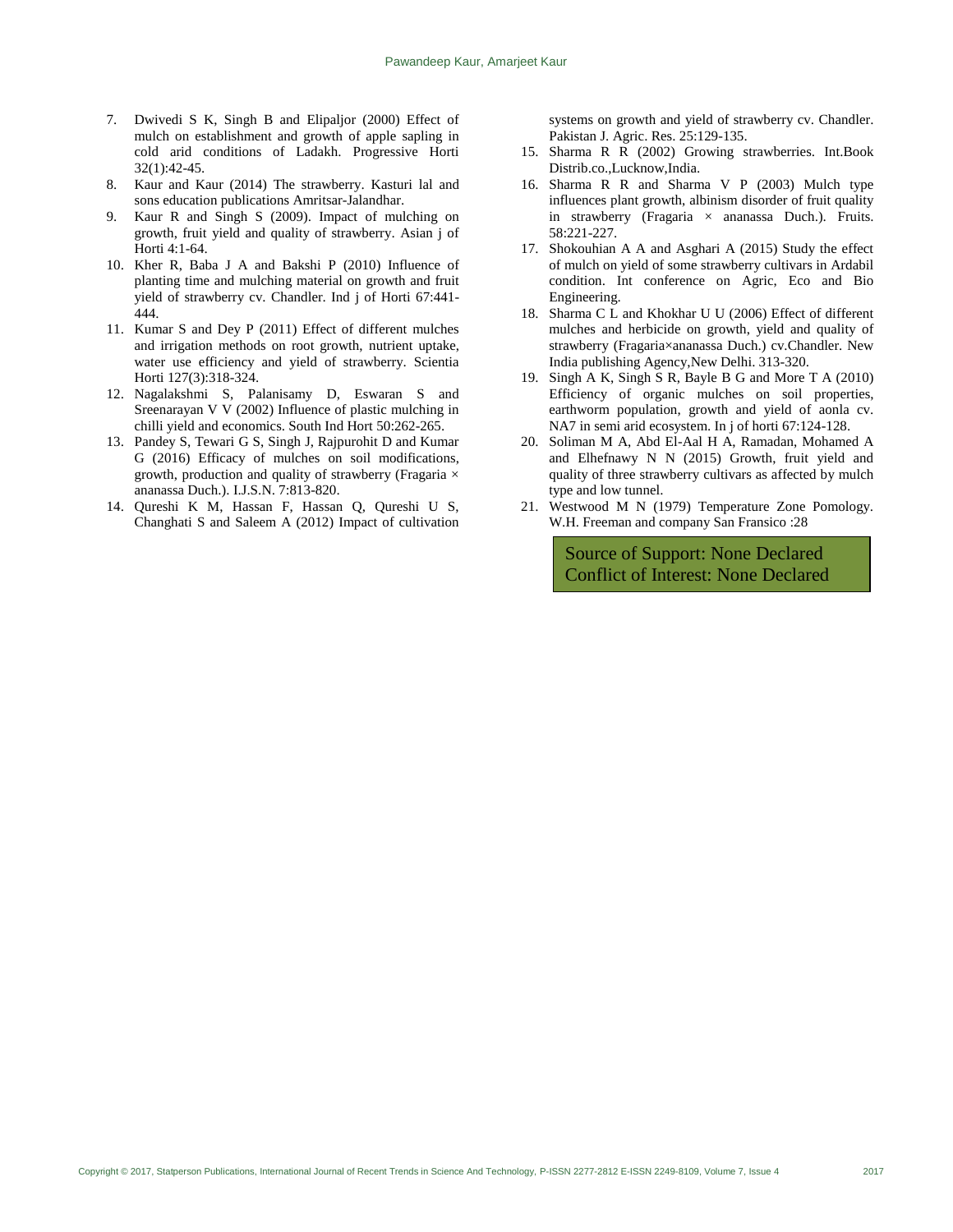7. Dwivedi S K, Singh B and Elipaljor (2000) Effect of mulch on establishment and growth of apple sapling in cold arid conditions of Ladakh. Progressive Horti 32(1):42-45.
8. Kaur and Kaur (2014) The strawberry. Kasturi lal and sons education publications Amritsar-Jalandhar.
9. Kaur R and Singh S (2009). Impact of mulching on growth, fruit yield and quality of strawberry. Asian j of Horti 4:1-64.
10. Kher R, Baba J A and Bakshi P (2010) Influence of planting time and mulching material on growth and fruit yield of strawberry cv. Chandler. Ind j of Horti 67:441-444.
11. Kumar S and Dey P (2011) Effect of different mulches and irrigation methods on root growth, nutrient uptake, water use efficiency and yield of strawberry. Scientia Horti 127(3):318-324.
12. Nagalakshmi S, Palanisamy D, Eswaran S and Sreenarayan V V (2002) Influence of plastic mulching in chilli yield and economics. South Ind Hort 50:262-265.
13. Pandey S, Tewari G S, Singh J, Rajpurohit D and Kumar G (2016) Efficacy of mulches on soil modifications, growth, production and quality of strawberry (Fragaria × ananassa Duch.). I.J.S.N. 7:813-820.
14. Qureshi K M, Hassan F, Hassan Q, Qureshi U S, Changhati S and Saleem A (2012) Impact of cultivation systems on growth and yield of strawberry cv. Chandler. Pakistan J. Agric. Res. 25:129-135.
15. Sharma R R (2002) Growing strawberries. Int.Book Distrib.co.,Lucknow,India.
16. Sharma R R and Sharma V P (2003) Mulch type influences plant growth, albinism disorder of fruit quality in strawberry (Fragaria × ananassa Duch.). Fruits. 58:221-227.
17. Shokouhian A A and Asghari A (2015) Study the effect of mulch on yield of some strawberry cultivars in Ardabil condition. Int conference on Agric, Eco and Bio Engineering.
18. Sharma C L and Khokhar U U (2006) Effect of different mulches and herbicide on growth, yield and quality of strawberry (Fragaria×ananassa Duch.) cv.Chandler. New India publishing Agency,New Delhi. 313-320.
19. Singh A K, Singh S R, Bayle B G and More T A (2010) Efficiency of organic mulches on soil properties, earthworm population, growth and yield of aonla cv. NA7 in semi arid ecosystem. In j of horti 67:124-128.
20. Soliman M A, Abd El-Aal H A, Ramadan, Mohamed A and Elhefnawy N N (2015) Growth, fruit yield and quality of three strawberry cultivars as affected by mulch type and low tunnel.
21. Westwood M N (1979) Temperature Zone Pomology. W.H. Freeman and company San Fransico :28

Source of Support: None Declared
Conflict of Interest: None Declared